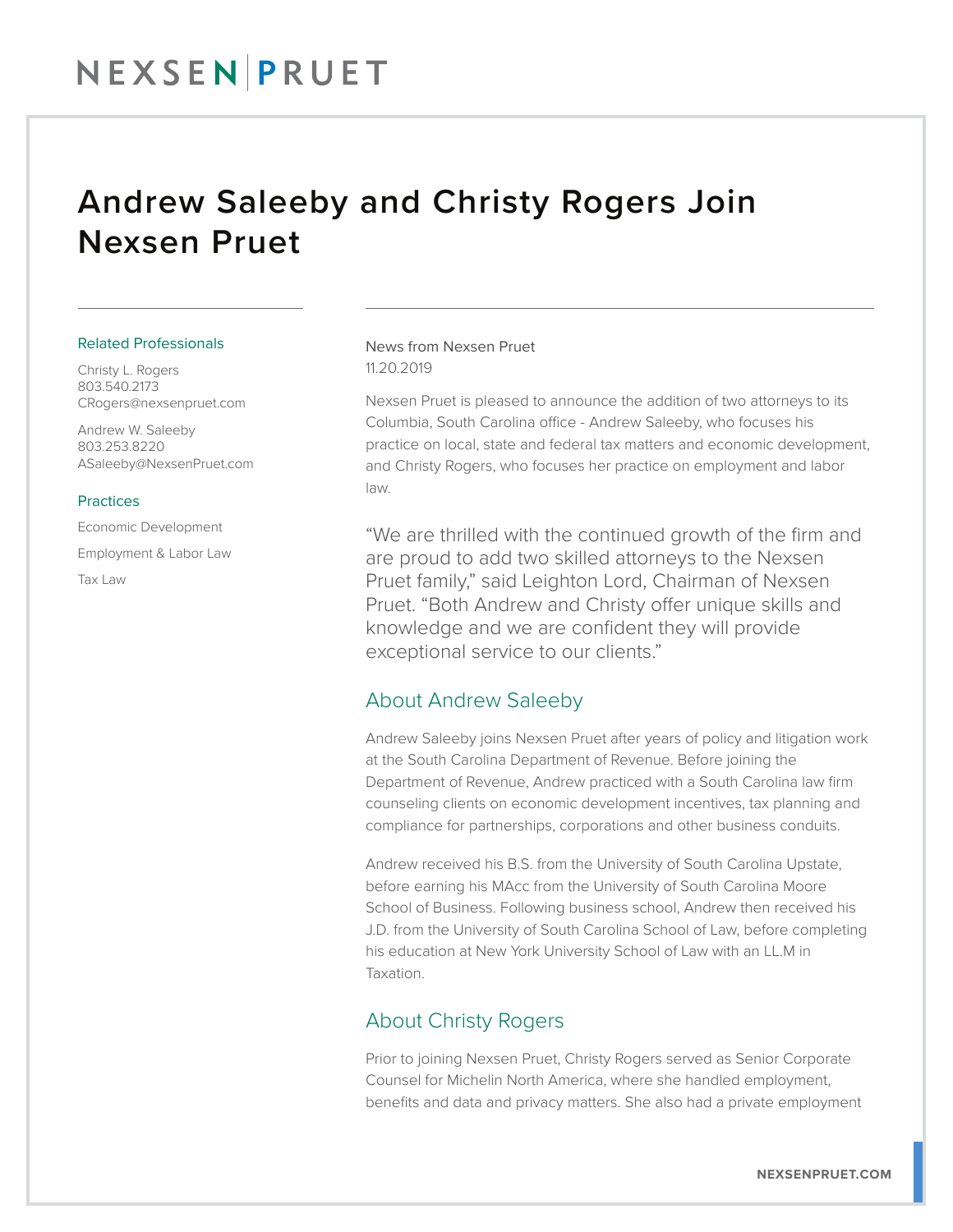# Andrew Saleeby and Christy Rogers Join Nexsen Pruet

### Related Professionals

Christy L. Rogers
803.540.2173
CRogers@nexsenpruet.com

Andrew W. Saleeby
803.253.8220
ASaleeby@NexsenPruet.com

### Practices

Economic Development

Employment & Labor Law

Tax Law

News from Nexsen Pruet
11.20.2019

Nexsen Pruet is pleased to announce the addition of two attorneys to its Columbia, South Carolina office - Andrew Saleeby, who focuses his practice on local, state and federal tax matters and economic development, and Christy Rogers, who focuses her practice on employment and labor law.

> "We are thrilled with the continued growth of the firm and are proud to add two skilled attorneys to the Nexsen Pruet family," said Leighton Lord, Chairman of Nexsen Pruet. "Both Andrew and Christy offer unique skills and knowledge and we are confident they will provide exceptional service to our clients."

## About Andrew Saleeby

Andrew Saleeby joins Nexsen Pruet after years of policy and litigation work at the South Carolina Department of Revenue. Before joining the Department of Revenue, Andrew practiced with a South Carolina law firm counseling clients on economic development incentives, tax planning and compliance for partnerships, corporations and other business conduits.

Andrew received his B.S. from the University of South Carolina Upstate, before earning his MAcc from the University of South Carolina Moore School of Business. Following business school, Andrew then received his J.D. from the University of South Carolina School of Law, before completing his education at New York University School of Law with an LL.M in Taxation.

## About Christy Rogers

Prior to joining Nexsen Pruet, Christy Rogers served as Senior Corporate Counsel for Michelin North America, where she handled employment, benefits and data and privacy matters. She also had a private employment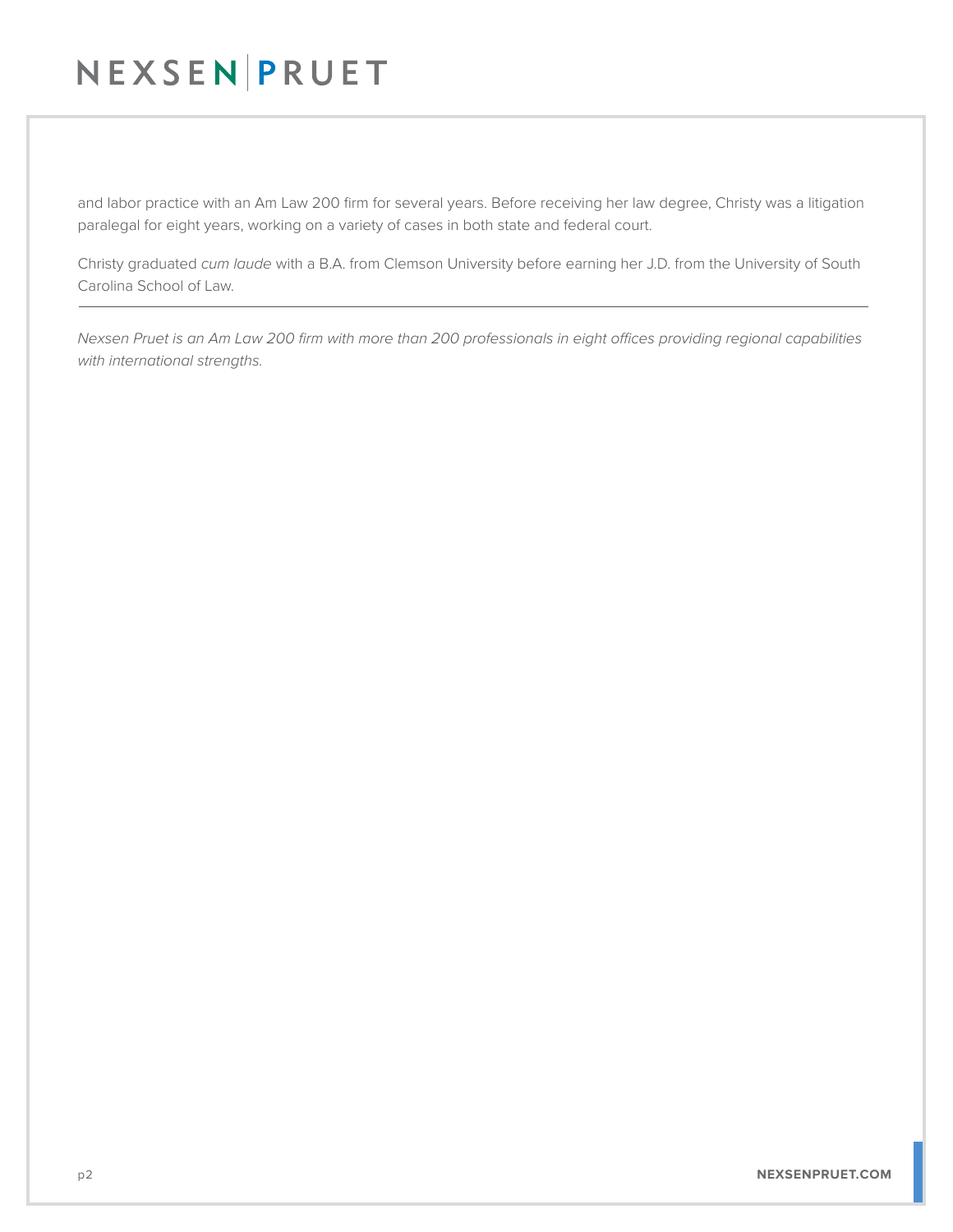and labor practice with an Am Law 200 firm for several years. Before receiving her law degree, Christy was a litigation paralegal for eight years, working on a variety of cases in both state and federal court.

Christy graduated *cum laude* with a B.A. from Clemson University before earning her J.D. from the University of South Carolina School of Law.

---

*Nexsen Pruet is an Am Law 200 firm with more than 200 professionals in eight offices providing regional capabilities with international strengths.*